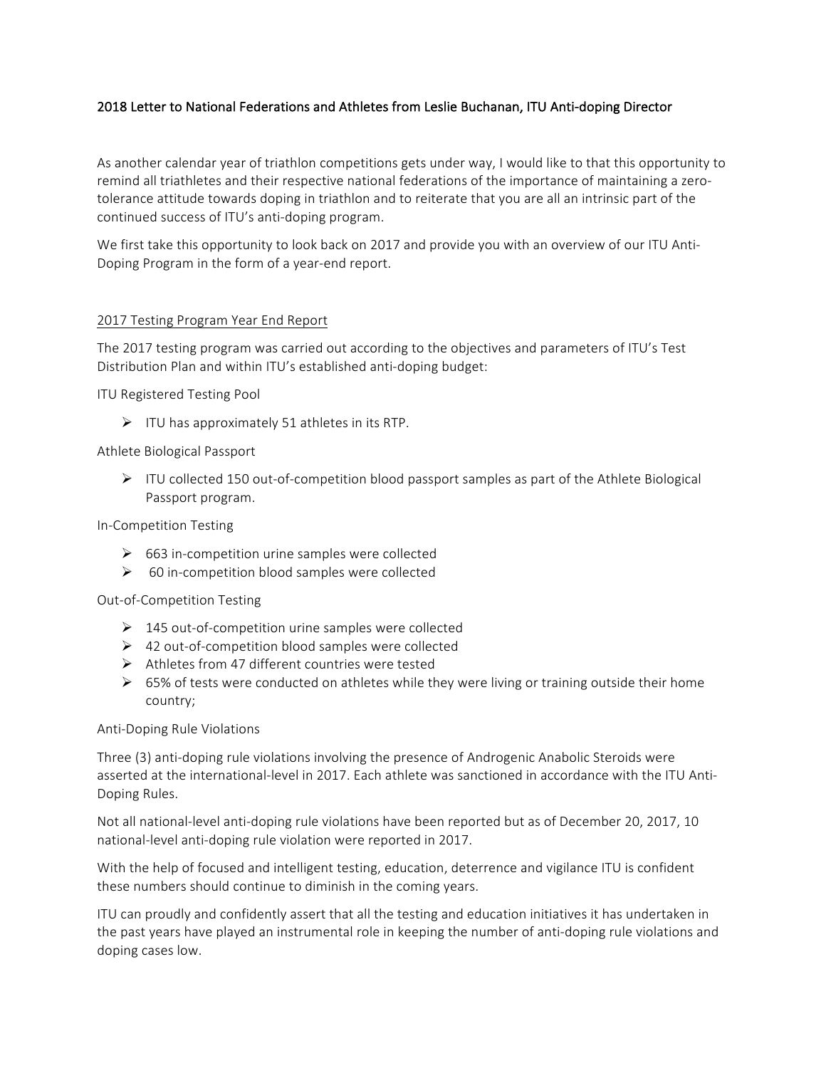2018 Letter to National Federations and Athletes from Leslie Buchanan, ITU Anti-doping Director

As another calendar year of triathlon competitions gets under way, I would like to that this opportunity to remind all triathletes and their respective national federations of the importance of maintaining a zero-tolerance attitude towards doping in triathlon and to reiterate that you are all an intrinsic part of the continued success of ITU's anti-doping program.

We first take this opportunity to look back on 2017 and provide you with an overview of our ITU Anti-Doping Program in the form of a year-end report.

2017 Testing Program Year End Report

The 2017 testing program was carried out according to the objectives and parameters of ITU's Test Distribution Plan and within ITU's established anti-doping budget:

ITU Registered Testing Pool

- ITU has approximately 51 athletes in its RTP.

Athlete Biological Passport

- ITU collected 150 out-of-competition blood passport samples as part of the Athlete Biological Passport program.

In-Competition Testing

- 663 in-competition urine samples were collected
- 60 in-competition blood samples were collected

Out-of-Competition Testing

- 145 out-of-competition urine samples were collected
- 42 out-of-competition blood samples were collected
- Athletes from 47 different countries were tested
- 65% of tests were conducted on athletes while they were living or training outside their home country;

Anti-Doping Rule Violations

Three (3) anti-doping rule violations involving the presence of Androgenic Anabolic Steroids were asserted at the international-level in 2017. Each athlete was sanctioned in accordance with the ITU Anti-Doping Rules.

Not all national-level anti-doping rule violations have been reported but as of December 20, 2017, 10 national-level anti-doping rule violation were reported in 2017.

With the help of focused and intelligent testing, education, deterrence and vigilance ITU is confident these numbers should continue to diminish in the coming years.

ITU can proudly and confidently assert that all the testing and education initiatives it has undertaken in the past years have played an instrumental role in keeping the number of anti-doping rule violations and doping cases low.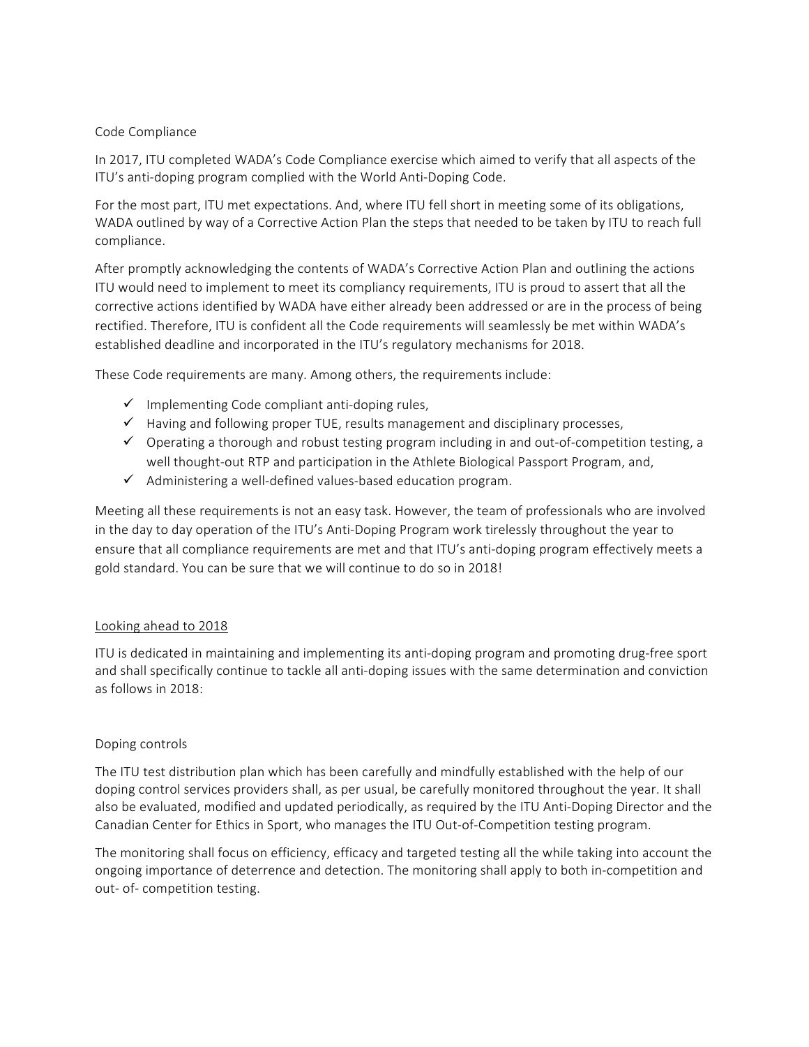Code Compliance

In 2017, ITU completed WADA's Code Compliance exercise which aimed to verify that all aspects of the ITU's anti-doping program complied with the World Anti-Doping Code.

For the most part, ITU met expectations. And, where ITU fell short in meeting some of its obligations, WADA outlined by way of a Corrective Action Plan the steps that needed to be taken by ITU to reach full compliance.

After promptly acknowledging the contents of WADA's Corrective Action Plan and outlining the actions ITU would need to implement to meet its compliancy requirements, ITU is proud to assert that all the corrective actions identified by WADA have either already been addressed or are in the process of being rectified. Therefore, ITU is confident all the Code requirements will seamlessly be met within WADA's established deadline and incorporated in the ITU's regulatory mechanisms for 2018.

These Code requirements are many. Among others, the requirements include:

- ✓ Implementing Code compliant anti-doping rules,
- ✓ Having and following proper TUE, results management and disciplinary processes,
- ✓ Operating a thorough and robust testing program including in and out-of-competition testing, a well thought-out RTP and participation in the Athlete Biological Passport Program, and,
- ✓ Administering a well-defined values-based education program.

Meeting all these requirements is not an easy task. However, the team of professionals who are involved in the day to day operation of the ITU's Anti-Doping Program work tirelessly throughout the year to ensure that all compliance requirements are met and that ITU's anti-doping program effectively meets a gold standard. You can be sure that we will continue to do so in 2018!

<u>Looking ahead to 2018</u>

ITU is dedicated in maintaining and implementing its anti-doping program and promoting drug-free sport and shall specifically continue to tackle all anti-doping issues with the same determination and conviction as follows in 2018:

Doping controls

The ITU test distribution plan which has been carefully and mindfully established with the help of our doping control services providers shall, as per usual, be carefully monitored throughout the year. It shall also be evaluated, modified and updated periodically, as required by the ITU Anti-Doping Director and the Canadian Center for Ethics in Sport, who manages the ITU Out-of-Competition testing program.

The monitoring shall focus on efficiency, efficacy and targeted testing all the while taking into account the ongoing importance of deterrence and detection. The monitoring shall apply to both in-competition and out- of- competition testing.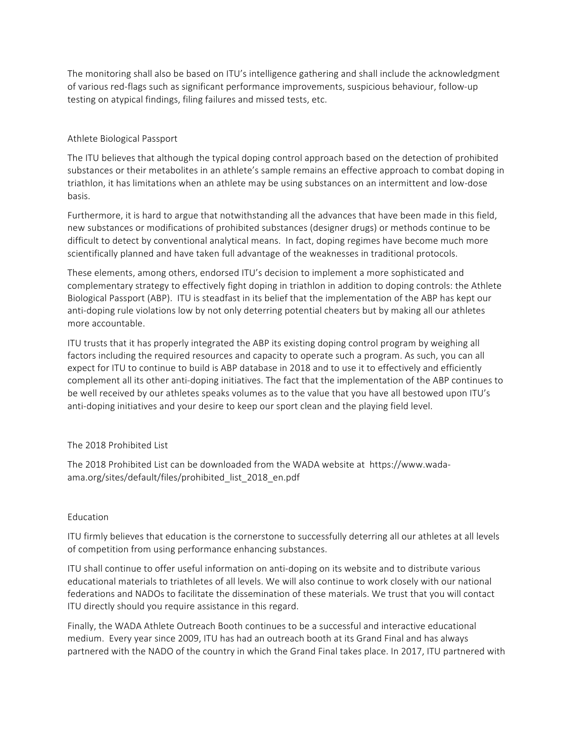The monitoring shall also be based on ITU's intelligence gathering and shall include the acknowledgment of various red-flags such as significant performance improvements, suspicious behaviour, follow-up testing on atypical findings, filing failures and missed tests, etc.

## Athlete Biological Passport

The ITU believes that although the typical doping control approach based on the detection of prohibited substances or their metabolites in an athlete's sample remains an effective approach to combat doping in triathlon, it has limitations when an athlete may be using substances on an intermittent and low-dose basis.

Furthermore, it is hard to argue that notwithstanding all the advances that have been made in this field, new substances or modifications of prohibited substances (designer drugs) or methods continue to be difficult to detect by conventional analytical means. In fact, doping regimes have become much more scientifically planned and have taken full advantage of the weaknesses in traditional protocols.

These elements, among others, endorsed ITU's decision to implement a more sophisticated and complementary strategy to effectively fight doping in triathlon in addition to doping controls: the Athlete Biological Passport (ABP). ITU is steadfast in its belief that the implementation of the ABP has kept our anti-doping rule violations low by not only deterring potential cheaters but by making all our athletes more accountable.

ITU trusts that it has properly integrated the ABP its existing doping control program by weighing all factors including the required resources and capacity to operate such a program. As such, you can all expect for ITU to continue to build is ABP database in 2018 and to use it to effectively and efficiently complement all its other anti-doping initiatives. The fact that the implementation of the ABP continues to be well received by our athletes speaks volumes as to the value that you have all bestowed upon ITU's anti-doping initiatives and your desire to keep our sport clean and the playing field level.

## The 2018 Prohibited List

The 2018 Prohibited List can be downloaded from the WADA website at https://www.wada-ama.org/sites/default/files/prohibited_list_2018_en.pdf

## Education

ITU firmly believes that education is the cornerstone to successfully deterring all our athletes at all levels of competition from using performance enhancing substances.

ITU shall continue to offer useful information on anti-doping on its website and to distribute various educational materials to triathletes of all levels. We will also continue to work closely with our national federations and NADOs to facilitate the dissemination of these materials. We trust that you will contact ITU directly should you require assistance in this regard.

Finally, the WADA Athlete Outreach Booth continues to be a successful and interactive educational medium. Every year since 2009, ITU has had an outreach booth at its Grand Final and has always partnered with the NADO of the country in which the Grand Final takes place. In 2017, ITU partnered with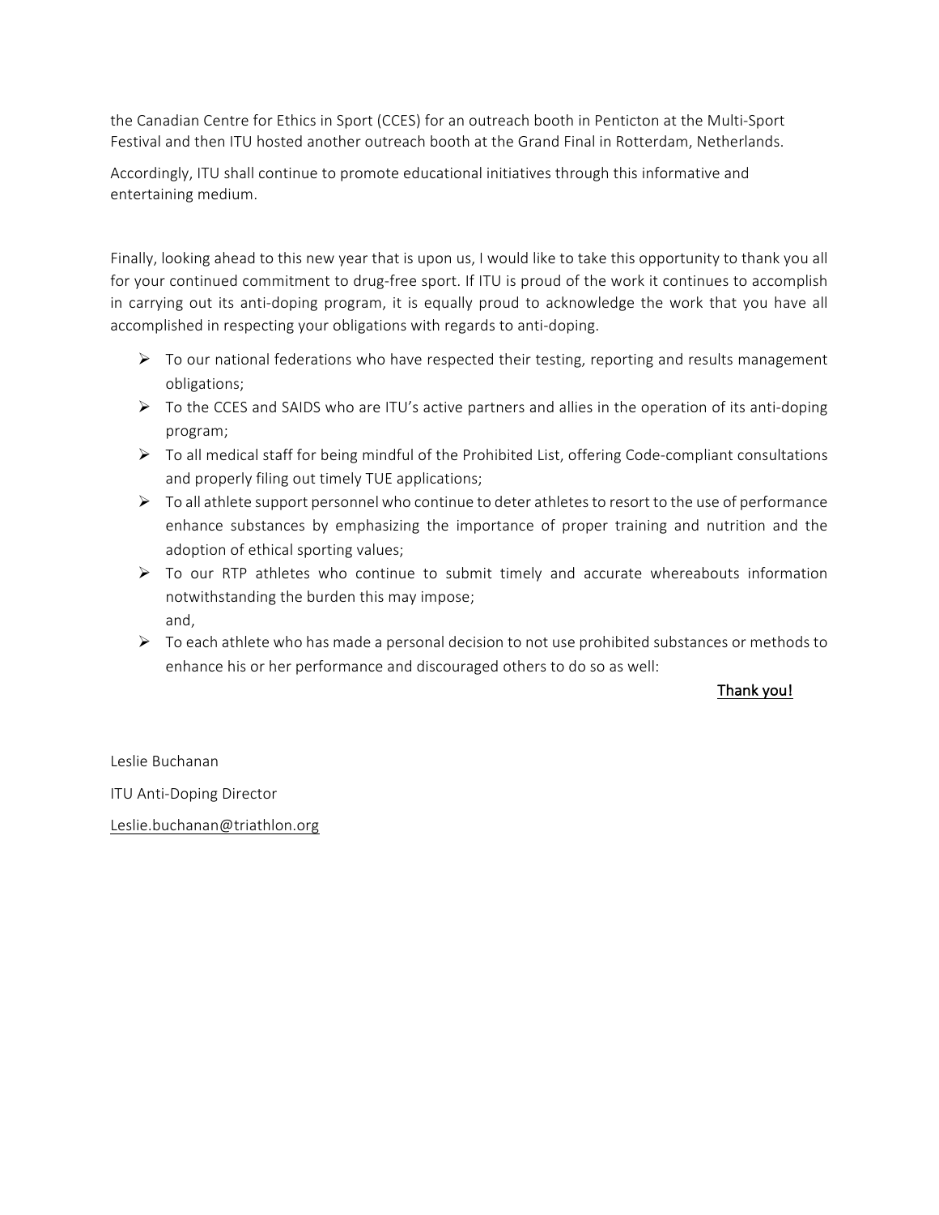the Canadian Centre for Ethics in Sport (CCES) for an outreach booth in Penticton at the Multi-Sport Festival and then ITU hosted another outreach booth at the Grand Final in Rotterdam, Netherlands.

Accordingly, ITU shall continue to promote educational initiatives through this informative and entertaining medium.

Finally, looking ahead to this new year that is upon us, I would like to take this opportunity to thank you all for your continued commitment to drug-free sport. If ITU is proud of the work it continues to accomplish in carrying out its anti-doping program, it is equally proud to acknowledge the work that you have all accomplished in respecting your obligations with regards to anti-doping.

- To our national federations who have respected their testing, reporting and results management obligations;
- To the CCES and SAIDS who are ITU's active partners and allies in the operation of its anti-doping program;
- To all medical staff for being mindful of the Prohibited List, offering Code-compliant consultations and properly filing out timely TUE applications;
- To all athlete support personnel who continue to deter athletes to resort to the use of performance enhance substances by emphasizing the importance of proper training and nutrition and the adoption of ethical sporting values;
- To our RTP athletes who continue to submit timely and accurate whereabouts information notwithstanding the burden this may impose;  
  and,
- To each athlete who has made a personal decision to not use prohibited substances or methods to enhance his or her performance and discouraged others to do so as well:

Thank you!

Leslie Buchanan

ITU Anti-Doping Director

Leslie.buchanan@triathlon.org